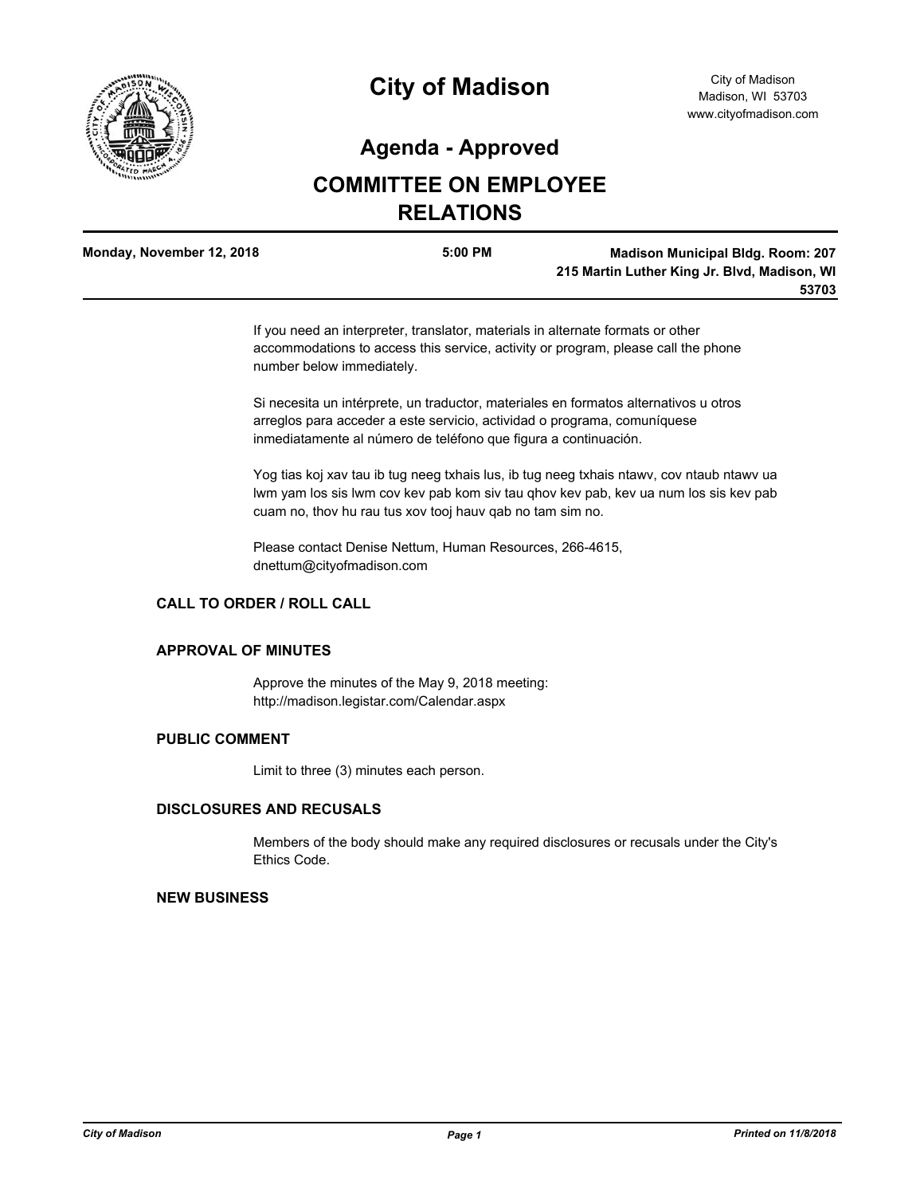# City of Madison

City of Madison
Madison, WI 53703
www.cityofmadison.com

## Agenda - Approved

## COMMITTEE ON EMPLOYEE RELATIONS

**Monday, November 12, 2018** | **5:00 PM** | **Madison Municipal Bldg. Room: 207 215 Martin Luther King Jr. Blvd, Madison, WI 53703**

If you need an interpreter, translator, materials in alternate formats or other accommodations to access this service, activity or program, please call the phone number below immediately.

Si necesita un intérprete, un traductor, materiales en formatos alternativos u otros arreglos para acceder a este servicio, actividad o programa, comuníquese inmediatamente al número de teléfono que figura a continuación.

Yog tias koj xav tau ib tug neeg txhais lus, ib tug neeg txhais ntawv, cov ntaub ntawv ua lwm yam los sis lwm cov kev pab kom siv tau qhov kev pab, kev ua num los sis kev pab cuam no, thov hu rau tus xov tooj hauv qab no tam sim no.

Please contact Denise Nettum, Human Resources, 266-4615, dnettum@cityofmadison.com

### CALL TO ORDER / ROLL CALL

### APPROVAL OF MINUTES

Approve the minutes of the May 9, 2018 meeting: http://madison.legistar.com/Calendar.aspx

### PUBLIC COMMENT

Limit to three (3) minutes each person.

### DISCLOSURES AND RECUSALS

Members of the body should make any required disclosures or recusals under the City's Ethics Code.

### NEW BUSINESS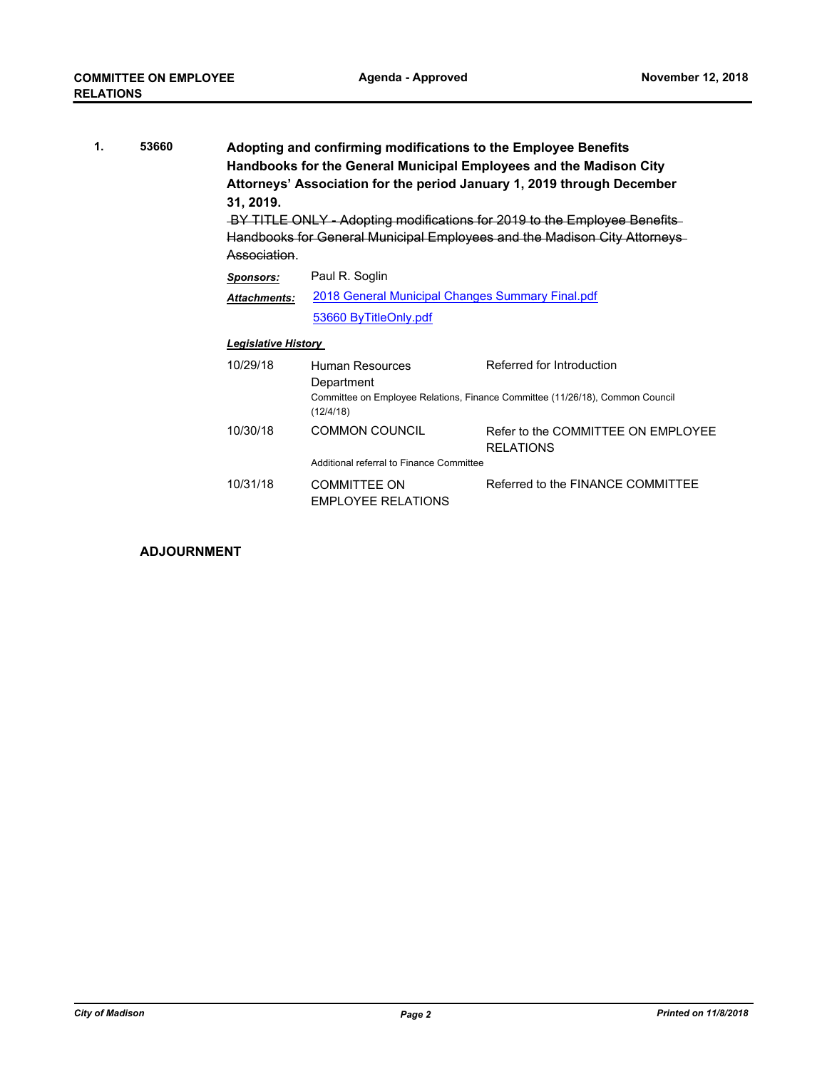**1. 53660**

**Adopting and confirming modifications to the Employee Benefits Handbooks for the General Municipal Employees and the Madison City Attorneys' Association for the period January 1, 2019 through December 31, 2019.**

~~BY TITLE ONLY - Adopting modifications for 2019 to the Employee Benefits Handbooks for General Municipal Employees and the Madison City Attorneys Association~~.

***Sponsors:*** Paul R. Soglin

***Attachments:*** [2018 General Municipal Changes Summary Final.pdf]
[53660 ByTitleOnly.pdf]

***Legislative History***

| | | |
|---|---|---|
| 10/29/18 | Human Resources Department | Referred for Introduction |
| | Committee on Employee Relations, Finance Committee (11/26/18), Common Council (12/4/18) | |
| 10/30/18 | COMMON COUNCIL | Refer to the COMMITTEE ON EMPLOYEE RELATIONS |
| | Additional referral to Finance Committee | |
| 10/31/18 | COMMITTEE ON EMPLOYEE RELATIONS | Referred to the FINANCE COMMITTEE |

**ADJOURNMENT**